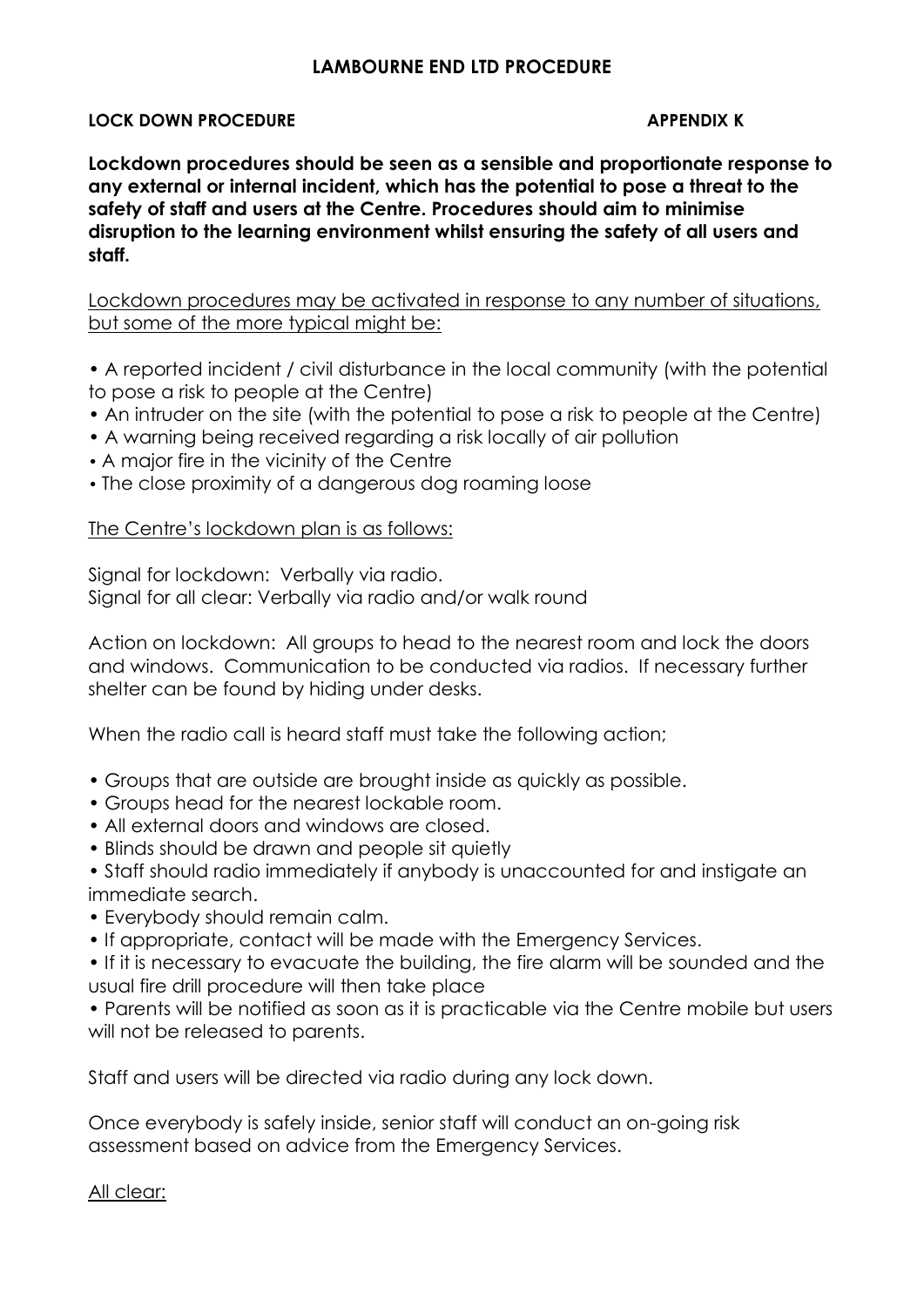# LAMBOURNE END LTD PROCEDURE

**LOCK DOWN PROCEDURE** **APPENDIX K**

**Lockdown procedures should be seen as a sensible and proportionate response to any external or internal incident, which has the potential to pose a threat to the safety of staff and users at the Centre. Procedures should aim to minimise disruption to the learning environment whilst ensuring the safety of all users and staff.**

Lockdown procedures may be activated in response to any number of situations, but some of the more typical might be:

- A reported incident / civil disturbance in the local community (with the potential to pose a risk to people at the Centre)
- An intruder on the site (with the potential to pose a risk to people at the Centre)
- A warning being received regarding a risk locally of air pollution
- A major fire in the vicinity of the Centre
- The close proximity of a dangerous dog roaming loose

The Centre's lockdown plan is as follows:

Signal for lockdown: Verbally via radio.
Signal for all clear: Verbally via radio and/or walk round

Action on lockdown: All groups to head to the nearest room and lock the doors and windows. Communication to be conducted via radios. If necessary further shelter can be found by hiding under desks.

When the radio call is heard staff must take the following action;

- Groups that are outside are brought inside as quickly as possible.
- Groups head for the nearest lockable room.
- All external doors and windows are closed.
- Blinds should be drawn and people sit quietly
- Staff should radio immediately if anybody is unaccounted for and instigate an immediate search.
- Everybody should remain calm.
- If appropriate, contact will be made with the Emergency Services.
- If it is necessary to evacuate the building, the fire alarm will be sounded and the usual fire drill procedure will then take place
- Parents will be notified as soon as it is practicable via the Centre mobile but users will not be released to parents.

Staff and users will be directed via radio during any lock down.

Once everybody is safely inside, senior staff will conduct an on-going risk assessment based on advice from the Emergency Services.

All clear: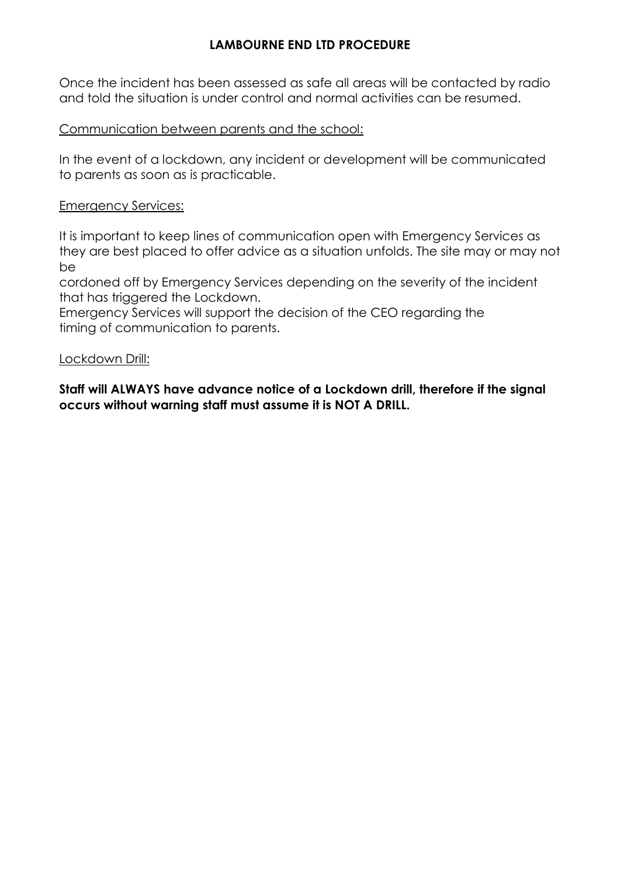**LAMBOURNE END LTD PROCEDURE**

Once the incident has been assessed as safe all areas will be contacted by radio and told the situation is under control and normal activities can be resumed.

<u>Communication between parents and the school:</u>

In the event of a lockdown, any incident or development will be communicated to parents as soon as is practicable.

<u>Emergency Services:</u>

It is important to keep lines of communication open with Emergency Services as they are best placed to offer advice as a situation unfolds. The site may or may not be cordoned off by Emergency Services depending on the severity of the incident that has triggered the Lockdown.
Emergency Services will support the decision of the CEO regarding the timing of communication to parents.

<u>Lockdown Drill:</u>

**Staff will ALWAYS have advance notice of a Lockdown drill, therefore if the signal occurs without warning staff must assume it is NOT A DRILL.**